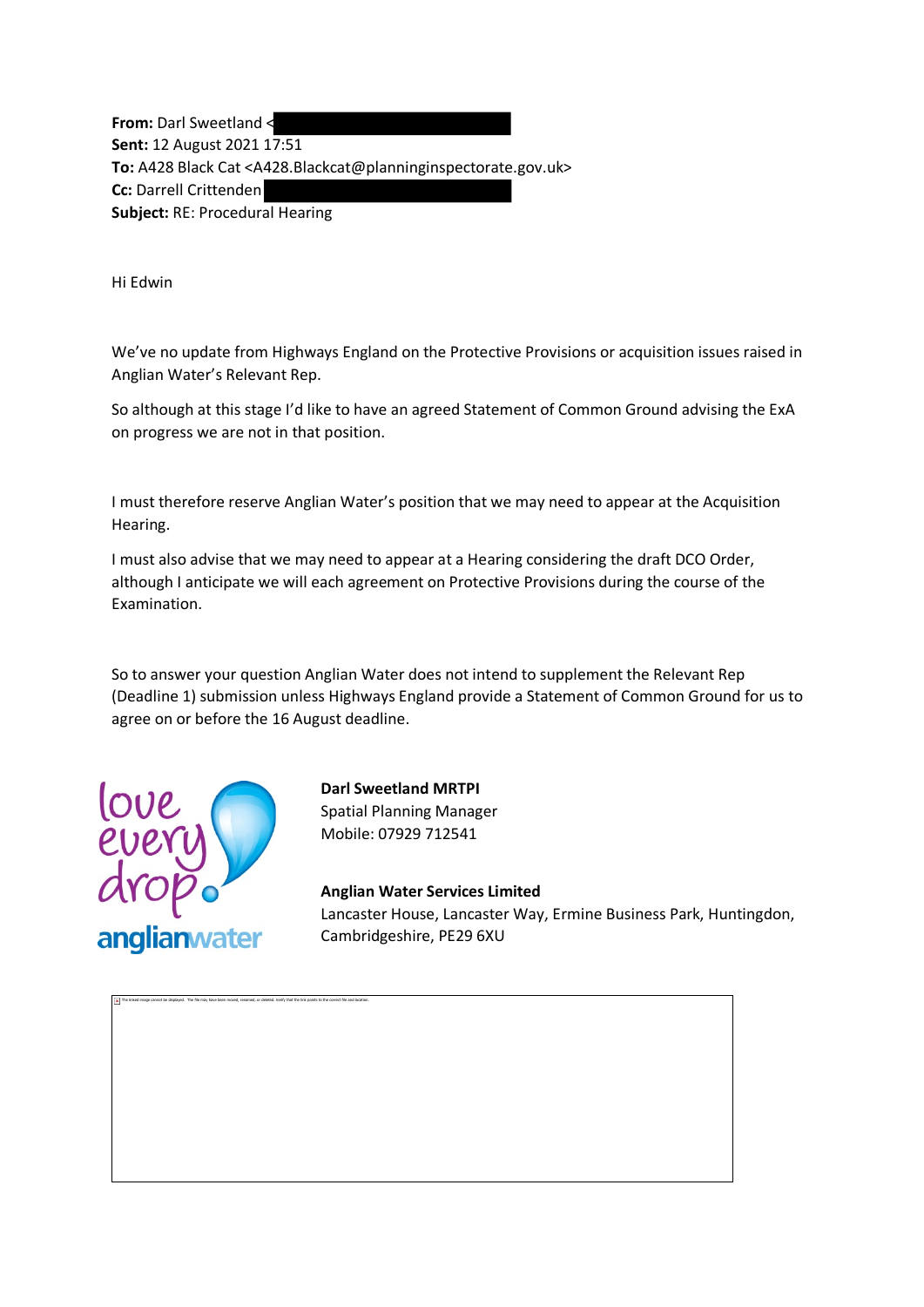**From:** Darl Sweetland <
**Sent:** 12 August 2021 17:51
**To:** A428 Black Cat <A428.Blackcat@planninginspectorate.gov.uk>
**Cc:** Darrell Crittenden
**Subject:** RE: Procedural Hearing

Hi Edwin

We've no update from Highways England on the Protective Provisions or acquisition issues raised in Anglian Water's Relevant Rep.

So although at this stage I'd like to have an agreed Statement of Common Ground advising the ExA on progress we are not in that position.

I must therefore reserve Anglian Water's position that we may need to appear at the Acquisition Hearing.

I must also advise that we may need to appear at a Hearing considering the draft DCO Order, although I anticipate we will each agreement on Protective Provisions during the course of the Examination.

So to answer your question Anglian Water does not intend to supplement the Relevant Rep (Deadline 1) submission unless Highways England provide a Statement of Common Ground for us to agree on or before the 16 August deadline.

love every drop
anglianwater

**Darl Sweetland MRTPI**
Spatial Planning Manager
Mobile: 07929 712541

**Anglian Water Services Limited**
Lancaster House, Lancaster Way, Ermine Business Park, Huntingdon, Cambridgeshire, PE29 6XU

The linked image cannot be displayed. The file may have been moved, renamed, or deleted. Verify that the link points to the correct file and location.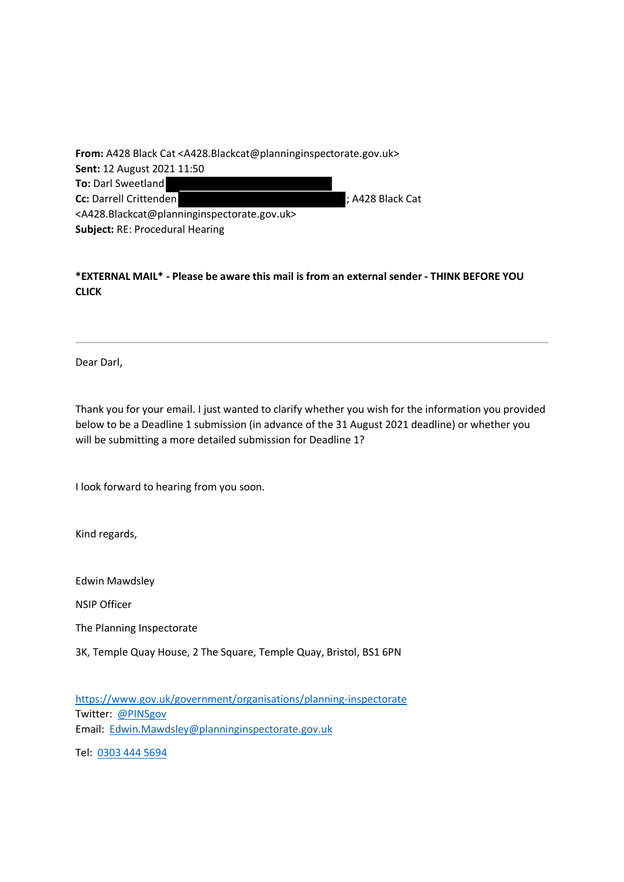**From:** A428 Black Cat <A428.Blackcat@planninginspectorate.gov.uk>
**Sent:** 12 August 2021 11:50
**To:** Darl Sweetland
**Cc:** Darrell Crittenden ; A428 Black Cat <A428.Blackcat@planninginspectorate.gov.uk>
**Subject:** RE: Procedural Hearing

**\*EXTERNAL MAIL\* - Please be aware this mail is from an external sender - THINK BEFORE YOU CLICK**

---

Dear Darl,

Thank you for your email. I just wanted to clarify whether you wish for the information you provided below to be a Deadline 1 submission (in advance of the 31 August 2021 deadline) or whether you will be submitting a more detailed submission for Deadline 1?

I look forward to hearing from you soon.

Kind regards,

Edwin Mawdsley

NSIP Officer

The Planning Inspectorate

3K, Temple Quay House, 2 The Square, Temple Quay, Bristol, BS1 6PN

https://www.gov.uk/government/organisations/planning-inspectorate
Twitter: @PINSgov
Email: Edwin.Mawdsley@planninginspectorate.gov.uk

Tel: 0303 444 5694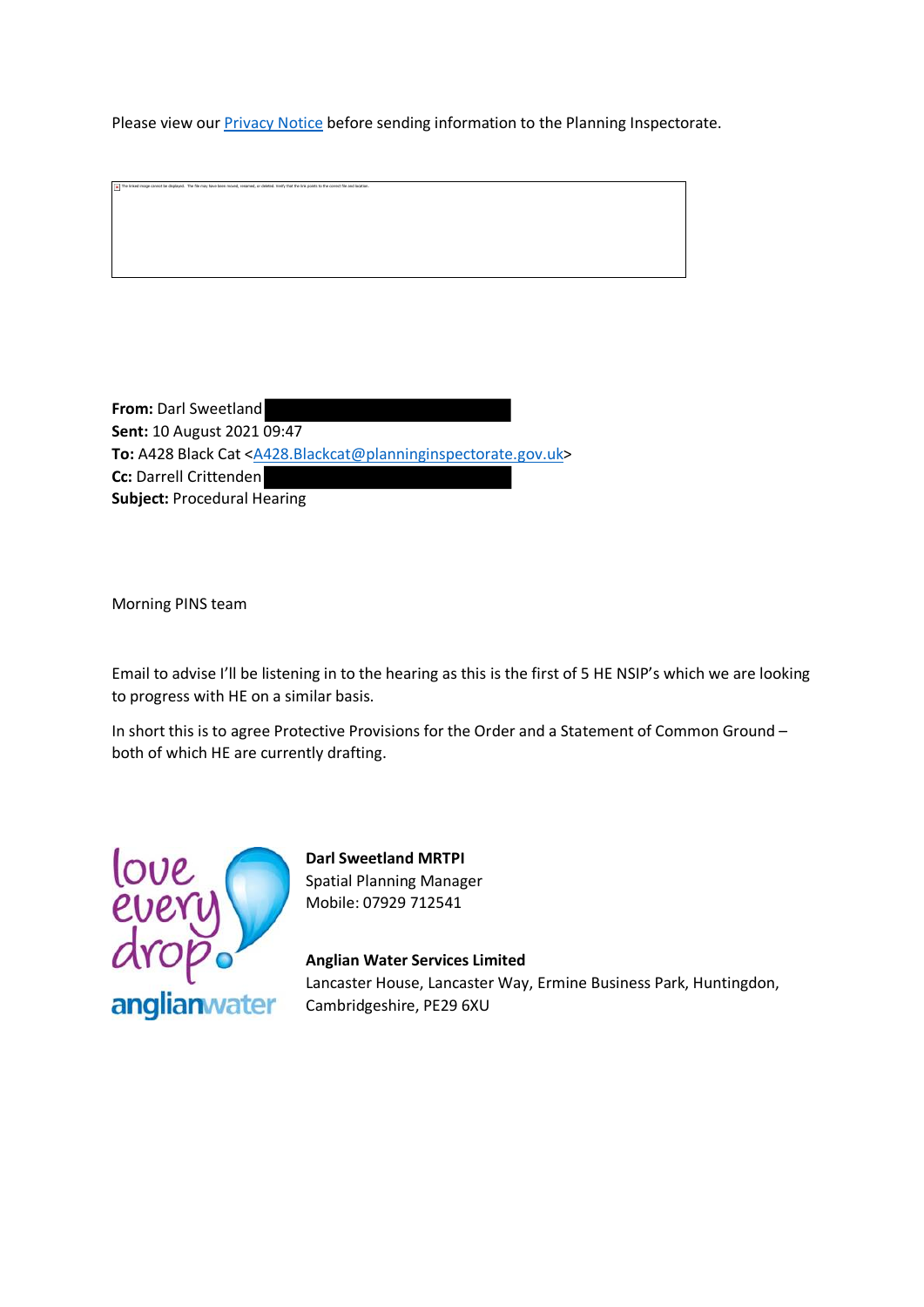Please view our [Privacy Notice](#) before sending information to the Planning Inspectorate.

**From:** Darl Sweetland
**Sent:** 10 August 2021 09:47
**To:** A428 Black Cat <A428.Blackcat@planninginspectorate.gov.uk>
**Cc:** Darrell Crittenden
**Subject:** Procedural Hearing

Morning PINS team

Email to advise I'll be listening in to the hearing as this is the first of 5 HE NSIP's which we are looking to progress with HE on a similar basis.

In short this is to agree Protective Provisions for the Order and a Statement of Common Ground – both of which HE are currently drafting.

love every drop

anglianwater

**Darl Sweetland MRTPI**
Spatial Planning Manager
Mobile: 07929 712541

**Anglian Water Services Limited**
Lancaster House, Lancaster Way, Ermine Business Park, Huntingdon, Cambridgeshire, PE29 6XU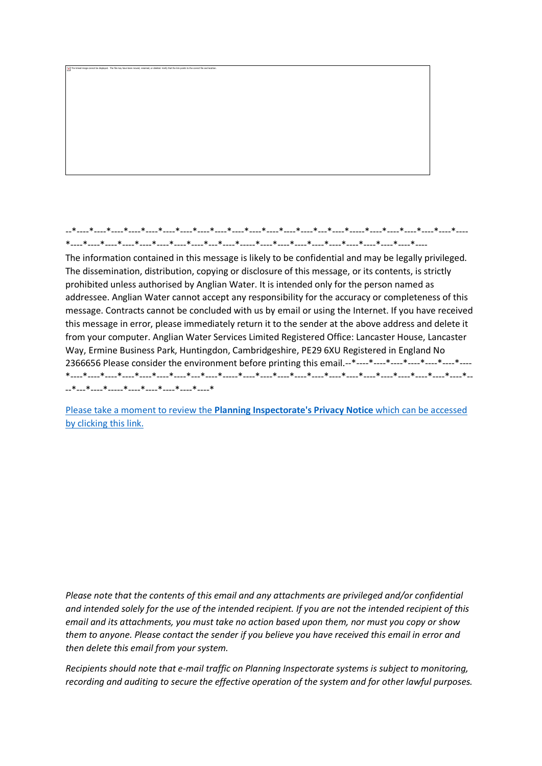The linked image cannot be displayed. The file may have been moved, renamed, or deleted. Verify that the link points to the correct file and location.

--*----*----*----*----*----*----*----*----*----*----*----*----*----*----*----*---*----*-----*----*----*----*----*----*----*----*----*----*----*----*----*----*----*----*---*----*-----*----*----*----*----*----*----*----*----*----*----*----

The information contained in this message is likely to be confidential and may be legally privileged. The dissemination, distribution, copying or disclosure of this message, or its contents, is strictly prohibited unless authorised by Anglian Water. It is intended only for the person named as addressee. Anglian Water cannot accept any responsibility for the accuracy or completeness of this message. Contracts cannot be concluded with us by email or using the Internet. If you have received this message in error, please immediately return it to the sender at the above address and delete it from your computer. Anglian Water Services Limited Registered Office: Lancaster House, Lancaster Way, Ermine Business Park, Huntingdon, Cambridgeshire, PE29 6XU Registered in England No 2366656 Please consider the environment before printing this email.--*----*----*----*----*----*----*----*----*----*----*----*----*----*----*---*----*-----*----*----*----*----*----*----*----*----*----*----*----*----*----*----*--*---*----*-----*----*----*----*----*----*

Please take a moment to review the **Planning Inspectorate's Privacy Notice** which can be accessed by clicking this link.

*Please note that the contents of this email and any attachments are privileged and/or confidential and intended solely for the use of the intended recipient. If you are not the intended recipient of this email and its attachments, you must take no action based upon them, nor must you copy or show them to anyone. Please contact the sender if you believe you have received this email in error and then delete this email from your system.*

*Recipients should note that e-mail traffic on Planning Inspectorate systems is subject to monitoring, recording and auditing to secure the effective operation of the system and for other lawful purposes.*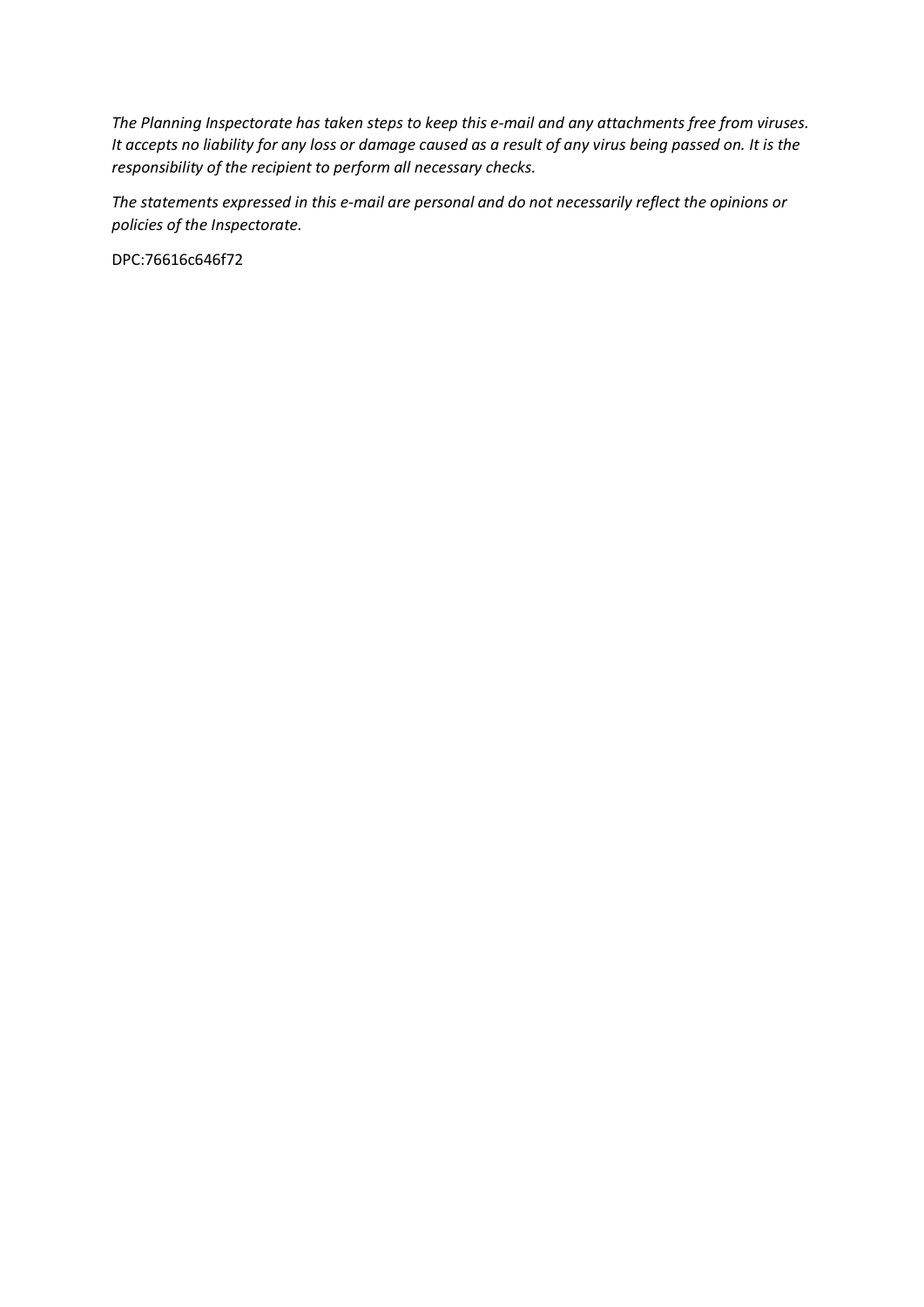*The Planning Inspectorate has taken steps to keep this e-mail and any attachments free from viruses. It accepts no liability for any loss or damage caused as a result of any virus being passed on. It is the responsibility of the recipient to perform all necessary checks.*

*The statements expressed in this e-mail are personal and do not necessarily reflect the opinions or policies of the Inspectorate.*

DPC:76616c646f72